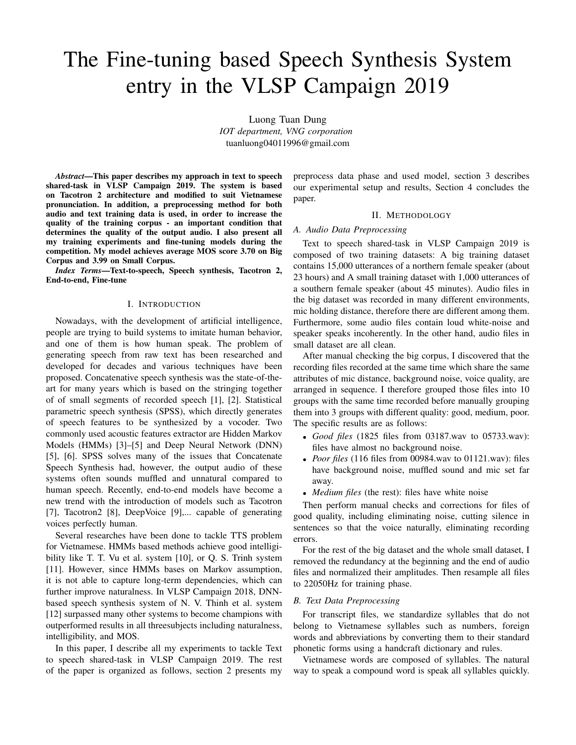# The Fine-tuning based Speech Synthesis System entry in the VLSP Campaign 2019

Luong Tuan Dung
*IOT department, VNG corporation*
tuanluong04011996@gmail.com

***Abstract*—This paper describes my approach in text to speech shared-task in VLSP Campaign 2019. The system is based on Tacotron 2 architecture and modified to suit Vietnamese pronunciation. In addition, a preprocessing method for both audio and text training data is used, in order to increase the quality of the training corpus - an important condition that determines the quality of the output audio. I also present all my training experiments and fine-tuning models during the competition. My model achieves average MOS score 3.70 on Big Corpus and 3.99 on Small Corpus.**

***Index Terms*—Text-to-speech, Speech synthesis, Tacotron 2, End-to-end, Fine-tune**

## I. Introduction

Nowadays, with the development of artificial intelligence, people are trying to build systems to imitate human behavior, and one of them is how human speak. The problem of generating speech from raw text has been researched and developed for decades and various techniques have been proposed. Concatenative speech synthesis was the state-of-the-art for many years which is based on the stringing together of of small segments of recorded speech [1], [2]. Statistical parametric speech synthesis (SPSS), which directly generates of speech features to be synthesized by a vocoder. Two commonly used acoustic features extractor are Hidden Markov Models (HMMs) [3]–[5] and Deep Neural Network (DNN) [5], [6]. SPSS solves many of the issues that Concatenate Speech Synthesis had, however, the output audio of these systems often sounds muffled and unnatural compared to human speech. Recently, end-to-end models have become a new trend with the introduction of models such as Tacotron [7], Tacotron2 [8], DeepVoice [9],... capable of generating voices perfectly human.

Several researches have been done to tackle TTS problem for Vietnamese. HMMs based methods achieve good intelligibility like T. T. Vu et al. system [10], or Q. S. Trinh system [11]. However, since HMMs bases on Markov assumption, it is not able to capture long-term dependencies, which can further improve naturalness. In VLSP Campaign 2018, DNN-based speech synthesis system of N. V. Thinh et al. system [12] surpassed many other systems to become champions with outperformed results in all threesubjects including naturalness, intelligibility, and MOS.

In this paper, I describe all my experiments to tackle Text to speech shared-task in VLSP Campaign 2019. The rest of the paper is organized as follows, section 2 presents my preprocess data phase and used model, section 3 describes our experimental setup and results, Section 4 concludes the paper.

## II. Methodology

### A. Audio Data Preprocessing

Text to speech shared-task in VLSP Campaign 2019 is composed of two training datasets: A big training dataset contains 15,000 utterances of a northern female speaker (about 23 hours) and A small training dataset with 1,000 utterances of a southern female speaker (about 45 minutes). Audio files in the big dataset was recorded in many different environments, mic holding distance, therefore there are different among them. Furthermore, some audio files contain loud white-noise and speaker speaks incoherently. In the other hand, audio files in small dataset are all clean.

After manual checking the big corpus, I discovered that the recording files recorded at the same time which share the same attributes of mic distance, background noise, voice quality, are arranged in sequence. I therefore grouped those files into 10 groups with the same time recorded before manually grouping them into 3 groups with different quality: good, medium, poor. The specific results are as follows:

- *Good files* (1825 files from 03187.wav to 05733.wav): files have almost no background noise.
- *Poor files* (116 files from 00984.wav to 01121.wav): files have background noise, muffled sound and mic set far away.
- *Medium files* (the rest): files have white noise

Then perform manual checks and corrections for files of good quality, including eliminating noise, cutting silence in sentences so that the voice naturally, eliminating recording errors.

For the rest of the big dataset and the whole small dataset, I removed the redundancy at the beginning and the end of audio files and normalized their amplitudes. Then resample all files to 22050Hz for training phase.

### B. Text Data Preprocessing

For transcript files, we standardize syllables that do not belong to Vietnamese syllables such as numbers, foreign words and abbreviations by converting them to their standard phonetic forms using a handcraft dictionary and rules.

Vietnamese words are composed of syllables. The natural way to speak a compound word is speak all syllables quickly.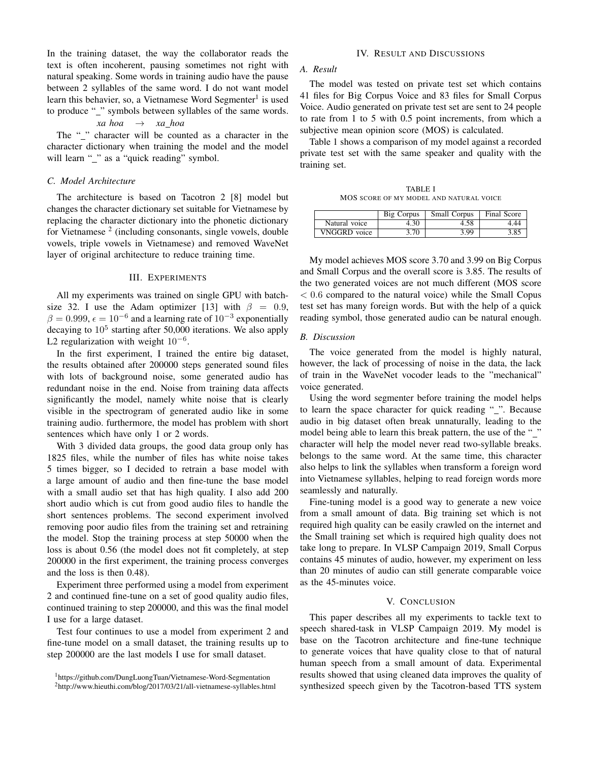In the training dataset, the way the collaborator reads the text is often incoherent, pausing sometimes not right with natural speaking. Some words in training audio have the pause between 2 syllables of the same word. I do not want model learn this behavier, so, a Vietnamese Word Segmenter[1] is used to produce "_" symbols between syllables of the same words.

*xa hoa* $\rightarrow$ *xa_hoa*

The "_" character will be counted as a character in the character dictionary when training the model and the model will learn "_" as a "quick reading" symbol.

### C. Model Architecture

The architecture is based on Tacotron 2 [8] model but changes the character dictionary set suitable for Vietnamese by replacing the character dictionary into the phonetic dictionary for Vietnamese [2] (including consonants, single vowels, double vowels, triple vowels in Vietnamese) and removed WaveNet layer of original architecture to reduce training time.

## III. Experiments

All my experiments was trained on single GPU with batch-size 32. I use the Adam optimizer [13] with $\beta = 0.9$, $\beta = 0.999$, $\epsilon = 10^{-6}$ and a learning rate of $10^{-3}$ exponentially decaying to $10^{5}$ starting after 50,000 iterations. We also apply L2 regularization with weight $10^{-6}$.

In the first experiment, I trained the entire big dataset, the results obtained after 200000 steps generated sound files with lots of background noise, some generated audio has redundant noise in the end. Noise from training data affects significantly the model, namely white noise that is clearly visible in the spectrogram of generated audio like in some training audio. furthermore, the model has problem with short sentences which have only 1 or 2 words.

With 3 divided data groups, the good data group only has 1825 files, while the number of files has white noise takes 5 times bigger, so I decided to retrain a base model with a large amount of audio and then fine-tune the base model with a small audio set that has high quality. I also add 200 short audio which is cut from good audio files to handle the short sentences problems. The second experiment involved removing poor audio files from the training set and retraining the model. Stop the training process at step 50000 when the loss is about 0.56 (the model does not fit completely, at step 200000 in the first experiment, the training process converges and the loss is then 0.48).

Experiment three performed using a model from experiment 2 and continued fine-tune on a set of good quality audio files, continued training to step 200000, and this was the final model I use for a large dataset.

Test four continues to use a model from experiment 2 and fine-tune model on a small dataset, the training results up to step 200000 are the last models I use for small dataset.

[1]https://github.com/DungLuongTuan/Vietnamese-Word-Segmentation

[2]http://www.hieuthi.com/blog/2017/03/21/all-vietnamese-syllables.html

## IV. Result and Discussions

### A. Result

The model was tested on private test set which contains 41 files for Big Corpus Voice and 83 files for Small Corpus Voice. Audio generated on private test set are sent to 24 people to rate from 1 to 5 with 0.5 point increments, from which a subjective mean opinion score (MOS) is calculated.

Table 1 shows a comparison of my model against a recorded private test set with the same speaker and quality with the training set.

TABLE I
MOS score of my model and natural voice

| | Big Corpus | Small Corpus | Final Score |
|---|---|---|---|
| Natural voice | 4.30 | 4.58 | 4.44 |
| VNGGRD voice | 3.70 | 3.99 | 3.85 |

My model achieves MOS score 3.70 and 3.99 on Big Corpus and Small Corpus and the overall score is 3.85. The results of the two generated voices are not much different (MOS score $< 0.6$ compared to the natural voice) while the Small Copus test set has many foreign words. But with the help of a quick reading symbol, those generated audio can be natural enough.

### B. Discussion

The voice generated from the model is highly natural, however, the lack of processing of noise in the data, the lack of train in the WaveNet vocoder leads to the "mechanical" voice generated.

Using the word segmenter before training the model helps to learn the space character for quick reading "_". Because audio in big dataset often break unnaturally, leading to the model being able to learn this break pattern, the use of the "_" character will help the model never read two-syllable breaks. belongs to the same word. At the same time, this character also helps to link the syllables when transform a foreign word into Vietnamese syllables, helping to read foreign words more seamlessly and naturally.

Fine-tuning model is a good way to generate a new voice from a small amount of data. Big training set which is not required high quality can be easily crawled on the internet and the Small training set which is required high quality does not take long to prepare. In VLSP Campaign 2019, Small Corpus contains 45 minutes of audio, however, my experiment on less than 20 minutes of audio can still generate comparable voice as the 45-minutes voice.

## V. Conclusion

This paper describes all my experiments to tackle text to speech shared-task in VLSP Campaign 2019. My model is base on the Tacotron architecture and fine-tune technique to generate voices that have quality close to that of natural human speech from a small amount of data. Experimental results showed that using cleaned data improves the quality of synthesized speech given by the Tacotron-based TTS system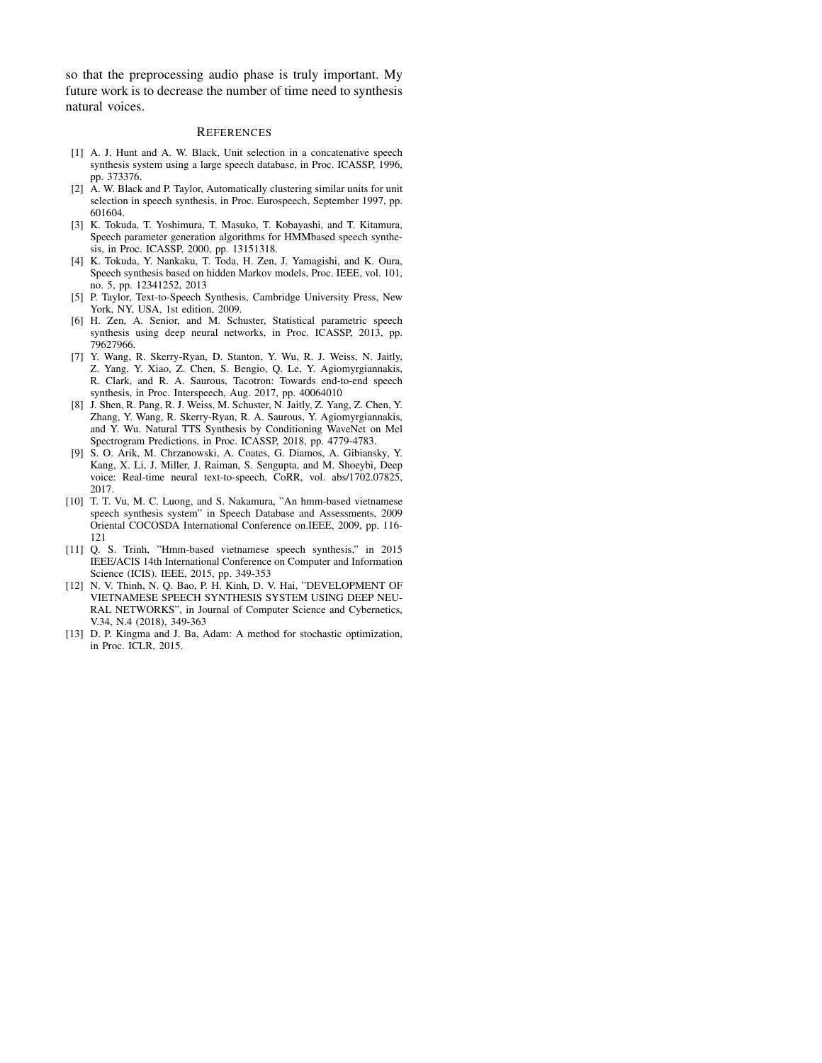so that the preprocessing audio phase is truly important. My future work is to decrease the number of time need to synthesis natural voices.

## References

[1] A. J. Hunt and A. W. Black, Unit selection in a concatenative speech synthesis system using a large speech database, in Proc. ICASSP, 1996, pp. 373376.

[2] A. W. Black and P. Taylor, Automatically clustering similar units for unit selection in speech synthesis, in Proc. Eurospeech, September 1997, pp. 601604.

[3] K. Tokuda, T. Yoshimura, T. Masuko, T. Kobayashi, and T. Kitamura, Speech parameter generation algorithms for HMMbased speech synthesis, in Proc. ICASSP, 2000, pp. 13151318.

[4] K. Tokuda, Y. Nankaku, T. Toda, H. Zen, J. Yamagishi, and K. Oura, Speech synthesis based on hidden Markov models, Proc. IEEE, vol. 101, no. 5, pp. 12341252, 2013

[5] P. Taylor, Text-to-Speech Synthesis, Cambridge University Press, New York, NY, USA, 1st edition, 2009.

[6] H. Zen, A. Senior, and M. Schuster, Statistical parametric speech synthesis using deep neural networks, in Proc. ICASSP, 2013, pp. 79627966.

[7] Y. Wang, R. Skerry-Ryan, D. Stanton, Y. Wu, R. J. Weiss, N. Jaitly, Z. Yang, Y. Xiao, Z. Chen, S. Bengio, Q. Le, Y. Agiomyrgiannakis, R. Clark, and R. A. Saurous, Tacotron: Towards end-to-end speech synthesis, in Proc. Interspeech, Aug. 2017, pp. 40064010

[8] J. Shen, R. Pang, R. J. Weiss, M. Schuster, N. Jaitly, Z. Yang, Z. Chen, Y. Zhang, Y. Wang, R. Skerry-Ryan, R. A. Saurous, Y. Agiomyrgiannakis, and Y. Wu. Natural TTS Synthesis by Conditioning WaveNet on Mel Spectrogram Predictions, in Proc. ICASSP, 2018, pp. 4779-4783.

[9] S. O. Arik, M. Chrzanowski, A. Coates, G. Diamos, A. Gibiansky, Y. Kang, X. Li, J. Miller, J. Raiman, S. Sengupta, and M. Shoeybi, Deep voice: Real-time neural text-to-speech, CoRR, vol. abs/1702.07825, 2017.

[10] T. T. Vu, M. C. Luong, and S. Nakamura, "An hmm-based vietnamese speech synthesis system" in Speech Database and Assessments, 2009 Oriental COCOSDA International Conference on.IEEE, 2009, pp. 116-121

[11] Q. S. Trinh, "Hmm-based vietnamese speech synthesis," in 2015 IEEE/ACIS 14th International Conference on Computer and Information Science (ICIS). IEEE, 2015, pp. 349-353

[12] N. V. Thinh, N. Q. Bao, P. H. Kinh, D. V. Hai, "DEVELOPMENT OF VIETNAMESE SPEECH SYNTHESIS SYSTEM USING DEEP NEURAL NETWORKS", in Journal of Computer Science and Cybernetics, V.34, N.4 (2018), 349-363

[13] D. P. Kingma and J. Ba, Adam: A method for stochastic optimization, in Proc. ICLR, 2015.